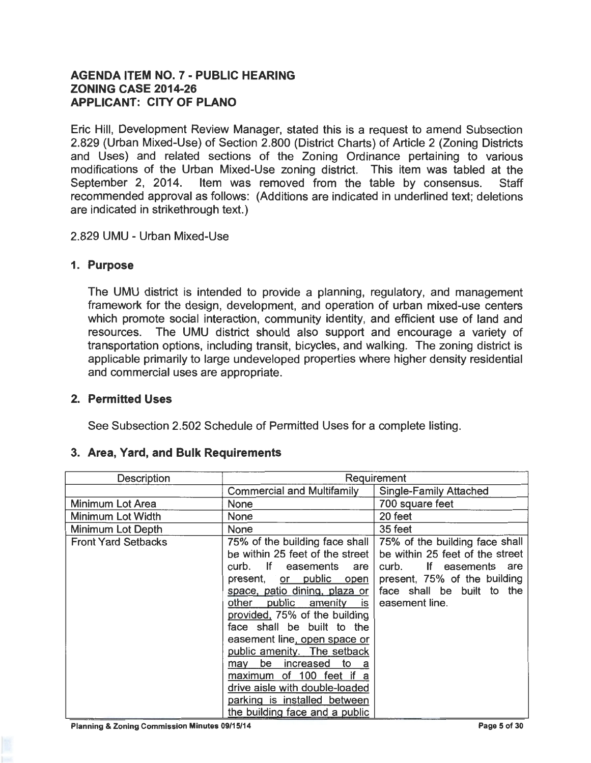## AGENDA ITEM NO. 7 - PUBLIC HEARING
## ZONING CASE 2014-26
## APPLICANT: CITY OF PLANO

Eric Hill, Development Review Manager, stated this is a request to amend Subsection 2.829 (Urban Mixed-Use) of Section 2.800 (District Charts) of Article 2 (Zoning Districts and Uses) and related sections of the Zoning Ordinance pertaining to various modifications of the Urban Mixed-Use zoning district. This item was tabled at the September 2, 2014. Item was removed from the table by consensus. Staff recommended approval as follows: (Additions are indicated in underlined text; deletions are indicated in strikethrough text.)

2.829 UMU - Urban Mixed-Use

### 1. Purpose

The UMU district is intended to provide a planning, regulatory, and management framework for the design, development, and operation of urban mixed-use centers which promote social interaction, community identity, and efficient use of land and resources. The UMU district should also support and encourage a variety of transportation options, including transit, bicycles, and walking. The zoning district is applicable primarily to large undeveloped properties where higher density residential and commercial uses are appropriate.

### 2. Permitted Uses

See Subsection 2.502 Schedule of Permitted Uses for a complete listing.

### 3. Area, Yard, and Bulk Requirements

| Description | Requirement | |
|---|---|---|
| | Commercial and Multifamily | Single-Family Attached |
| Minimum Lot Area | None | 700 square feet |
| Minimum Lot Width | None | 20 feet |
| Minimum Lot Depth | None | 35 feet |
| Front Yard Setbacks | 75% of the building face shall be within 25 feet of the street curb. If easements are present, <u>or public open space, patio dining, plaza or other public amenity is provided,</u> 75% of the building face shall be built to the easement line<u>, open space or public amenity. The setback may be increased to a maximum of 100 feet if a drive aisle with double-loaded parking is installed between the building face and a public</u> | 75% of the building face shall be within 25 feet of the street curb. If easements are present, 75% of the building face shall be built to the easement line. |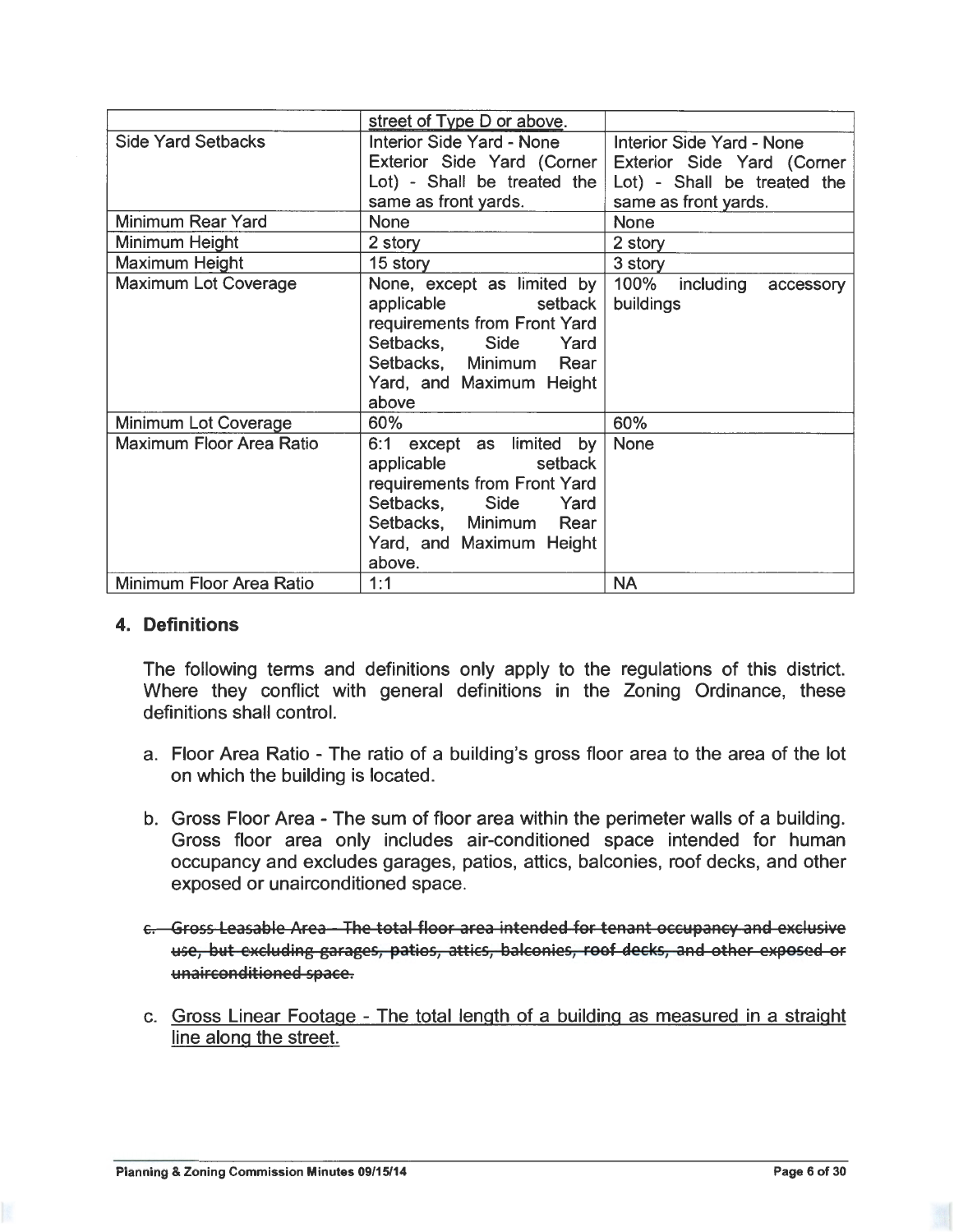| | street of Type D or above. | |
|---|---|---|
| Side Yard Setbacks | Interior Side Yard - None Exterior Side Yard (Corner Lot) - Shall be treated the same as front yards. | Interior Side Yard - None Exterior Side Yard (Corner Lot) - Shall be treated the same as front yards. |
| Minimum Rear Yard | None | None |
| Minimum Height | 2 story | 2 story |
| Maximum Height | 15 story | 3 story |
| Maximum Lot Coverage | None, except as limited by applicable setback requirements from Front Yard Setbacks, Side Yard Setbacks, Minimum Rear Yard, and Maximum Height above | 100% including accessory buildings |
| Minimum Lot Coverage | 60% | 60% |
| Maximum Floor Area Ratio | 6:1 except as limited by applicable setback requirements from Front Yard Setbacks, Side Yard Setbacks, Minimum Rear Yard, and Maximum Height above. | None |
| Minimum Floor Area Ratio | 1:1 | NA |

### 4. Definitions

The following terms and definitions only apply to the regulations of this district. Where they conflict with general definitions in the Zoning Ordinance, these definitions shall control.

a. Floor Area Ratio - The ratio of a building's gross floor area to the area of the lot on which the building is located.

b. Gross Floor Area - The sum of floor area within the perimeter walls of a building. Gross floor area only includes air-conditioned space intended for human occupancy and excludes garages, patios, attics, balconies, roof decks, and other exposed or unairconditioned space.

~~c. Gross Leasable Area - The total floor area intended for tenant occupancy and exclusive use, but excluding garages, patios, attics, balconies, roof decks, and other exposed or unairconditioned space.~~

c. Gross Linear Footage - The total length of a building as measured in a straight line along the street.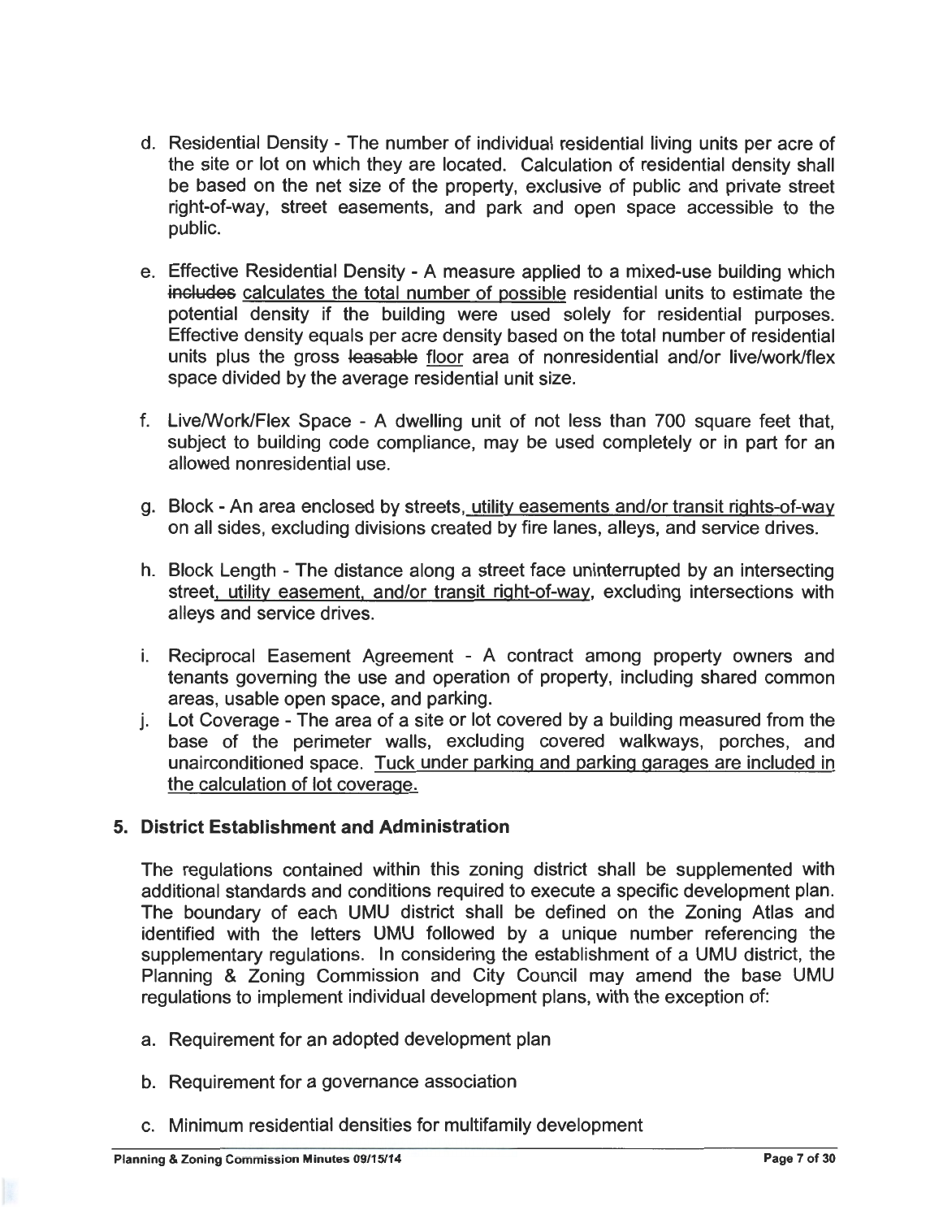d. Residential Density - The number of individual residential living units per acre of the site or lot on which they are located. Calculation of residential density shall be based on the net size of the property, exclusive of public and private street right-of-way, street easements, and park and open space accessible to the public.

e. Effective Residential Density - A measure applied to a mixed-use building which ~~includes~~ <u>calculates the total number of possible</u> residential units to estimate the potential density if the building were used solely for residential purposes. Effective density equals per acre density based on the total number of residential units plus the gross ~~leasable~~ <u>floor</u> area of nonresidential and/or live/work/flex space divided by the average residential unit size.

f. Live/Work/Flex Space - A dwelling unit of not less than 700 square feet that, subject to building code compliance, may be used completely or in part for an allowed nonresidential use.

g. Block - An area enclosed by streets<u>, utility easements and/or transit rights-of-way</u> on all sides, excluding divisions created by fire lanes, alleys, and service drives.

h. Block Length - The distance along a street face uninterrupted by an intersecting street<u>, utility easement, and/or transit right-of-way</u>, excluding intersections with alleys and service drives.

i. Reciprocal Easement Agreement - A contract among property owners and tenants governing the use and operation of property, including shared common areas, usable open space, and parking.

j. Lot Coverage - The area of a site or lot covered by a building measured from the base of the perimeter walls, excluding covered walkways, porches, and unairconditioned space. <u>Tuck under parking and parking garages are included in the calculation of lot coverage.</u>

## 5. District Establishment and Administration

The regulations contained within this zoning district shall be supplemented with additional standards and conditions required to execute a specific development plan. The boundary of each UMU district shall be defined on the Zoning Atlas and identified with the letters UMU followed by a unique number referencing the supplementary regulations. In considering the establishment of a UMU district, the Planning & Zoning Commission and City Council may amend the base UMU regulations to implement individual development plans, with the exception of:

a. Requirement for an adopted development plan

b. Requirement for a governance association

c. Minimum residential densities for multifamily development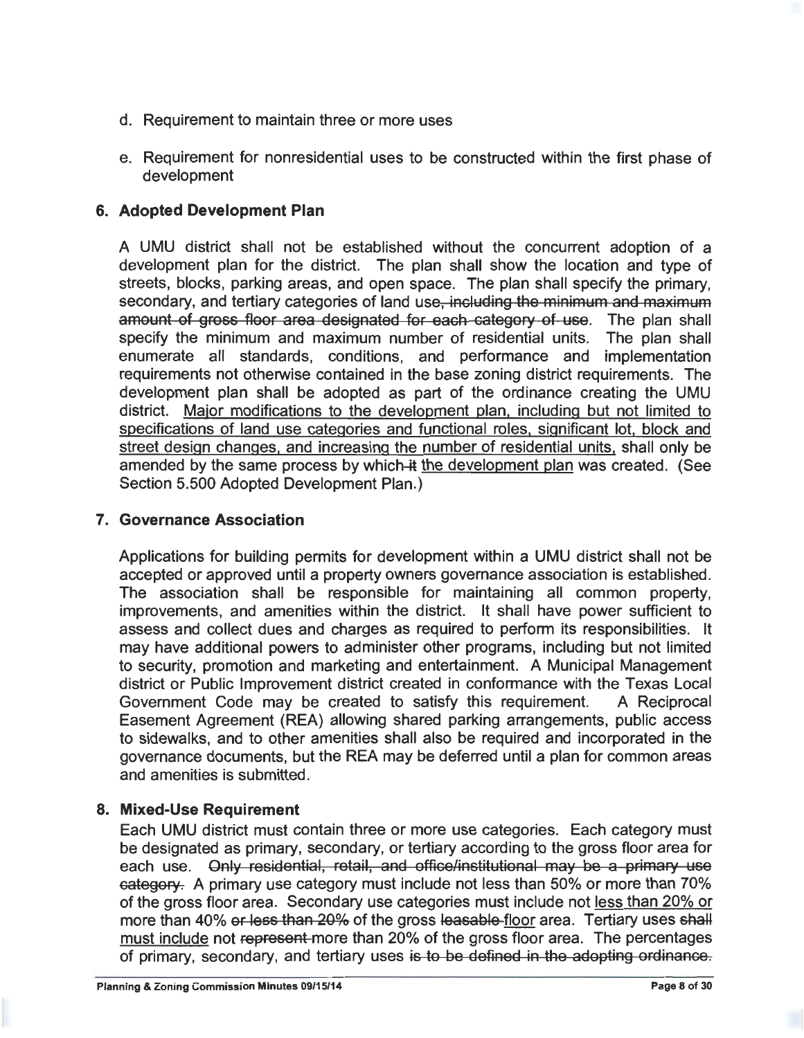d. Requirement to maintain three or more uses

e. Requirement for nonresidential uses to be constructed within the first phase of development

## 6. Adopted Development Plan

A UMU district shall not be established without the concurrent adoption of a development plan for the district. The plan shall show the location and type of streets, blocks, parking areas, and open space. The plan shall specify the primary, secondary, and tertiary categories of land use~~, including the minimum and maximum amount of gross floor area designated for each category of use~~. The plan shall specify the minimum and maximum number of residential units. The plan shall enumerate all standards, conditions, and performance and implementation requirements not otherwise contained in the base zoning district requirements. The development plan shall be adopted as part of the ordinance creating the UMU district. <u>Major modifications to the development plan, including but not limited to specifications of land use categories and functional roles, significant lot, block and street design changes, and increasing the number of residential units,</u> shall only be amended by the same process by which ~~it~~ <u>the development plan</u> was created. (See Section 5.500 Adopted Development Plan.)

## 7. Governance Association

Applications for building permits for development within a UMU district shall not be accepted or approved until a property owners governance association is established. The association shall be responsible for maintaining all common property, improvements, and amenities within the district. It shall have power sufficient to assess and collect dues and charges as required to perform its responsibilities. It may have additional powers to administer other programs, including but not limited to security, promotion and marketing and entertainment. A Municipal Management district or Public Improvement district created in conformance with the Texas Local Government Code may be created to satisfy this requirement. A Reciprocal Easement Agreement (REA) allowing shared parking arrangements, public access to sidewalks, and to other amenities shall also be required and incorporated in the governance documents, but the REA may be deferred until a plan for common areas and amenities is submitted.

## 8. Mixed-Use Requirement

Each UMU district must contain three or more use categories. Each category must be designated as primary, secondary, or tertiary according to the gross floor area for each use. ~~Only residential, retail, and office/institutional may be a primary use category.~~ A primary use category must include not less than 50% or more than 70% of the gross floor area. Secondary use categories must include not <u>less than 20% or</u> more than 40% ~~or less than 20%~~ of the gross ~~leasable~~ <u>floor</u> area. Tertiary uses ~~shall~~ <u>must include</u> not ~~represent~~ more than 20% of the gross floor area. The percentages of primary, secondary, and tertiary uses ~~is to be defined in the adopting ordinance.~~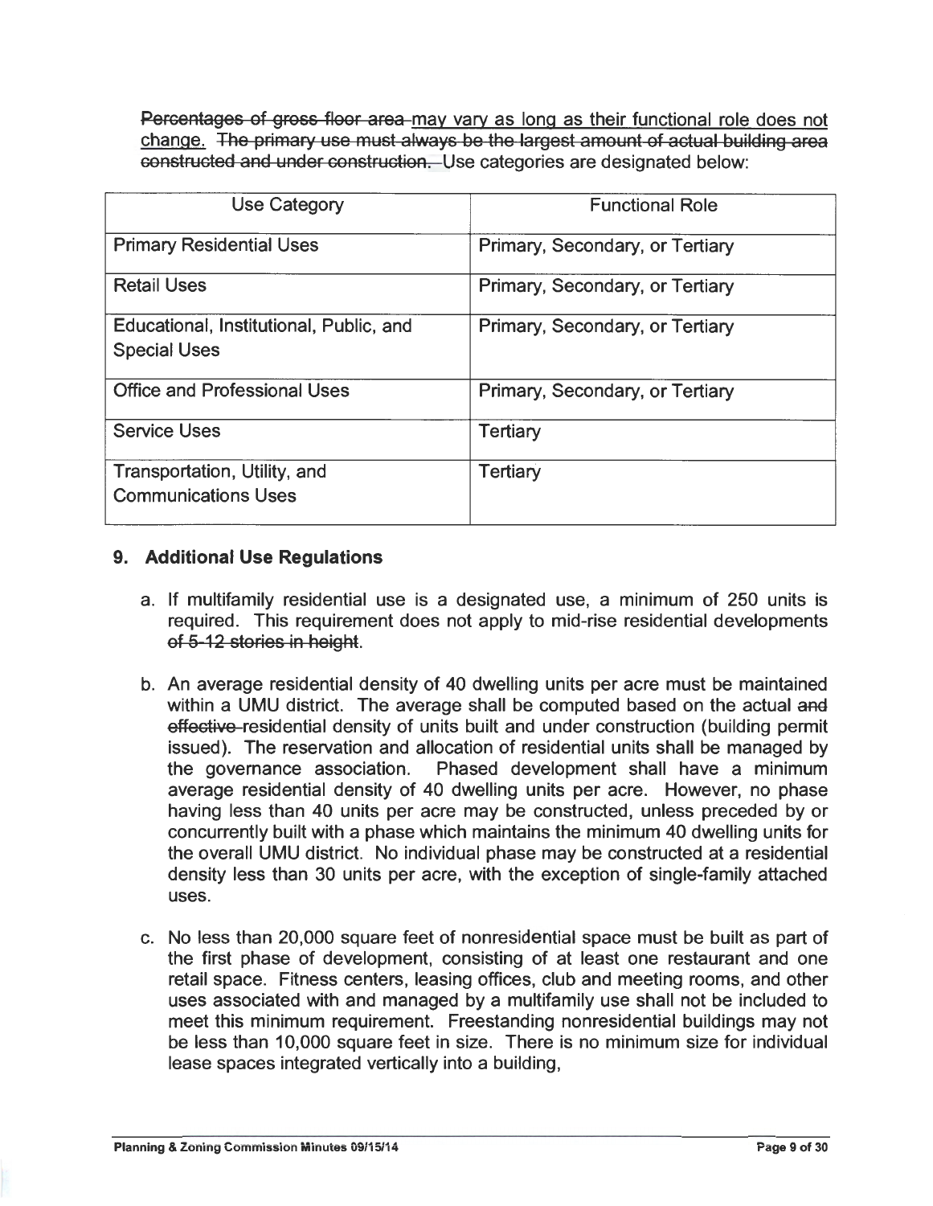~~Percentages of gross floor area~~ may vary as long as their functional role does not change. ~~The primary use must always be the largest amount of actual building area constructed and under construction.~~ Use categories are designated below:

| Use Category | Functional Role |
| --- | --- |
| Primary Residential Uses | Primary, Secondary, or Tertiary |
| Retail Uses | Primary, Secondary, or Tertiary |
| Educational, Institutional, Public, and Special Uses | Primary, Secondary, or Tertiary |
| Office and Professional Uses | Primary, Secondary, or Tertiary |
| Service Uses | Tertiary |
| Transportation, Utility, and Communications Uses | Tertiary |

## 9. Additional Use Regulations

a. If multifamily residential use is a designated use, a minimum of 250 units is required. This requirement does not apply to mid-rise residential developments ~~of 5-12 stories in height~~.

b. An average residential density of 40 dwelling units per acre must be maintained within a UMU district. The average shall be computed based on the actual ~~and effective~~ residential density of units built and under construction (building permit issued). The reservation and allocation of residential units shall be managed by the governance association. Phased development shall have a minimum average residential density of 40 dwelling units per acre. However, no phase having less than 40 units per acre may be constructed, unless preceded by or concurrently built with a phase which maintains the minimum 40 dwelling units for the overall UMU district. No individual phase may be constructed at a residential density less than 30 units per acre, with the exception of single-family attached uses.

c. No less than 20,000 square feet of nonresidential space must be built as part of the first phase of development, consisting of at least one restaurant and one retail space. Fitness centers, leasing offices, club and meeting rooms, and other uses associated with and managed by a multifamily use shall not be included to meet this minimum requirement. Freestanding nonresidential buildings may not be less than 10,000 square feet in size. There is no minimum size for individual lease spaces integrated vertically into a building,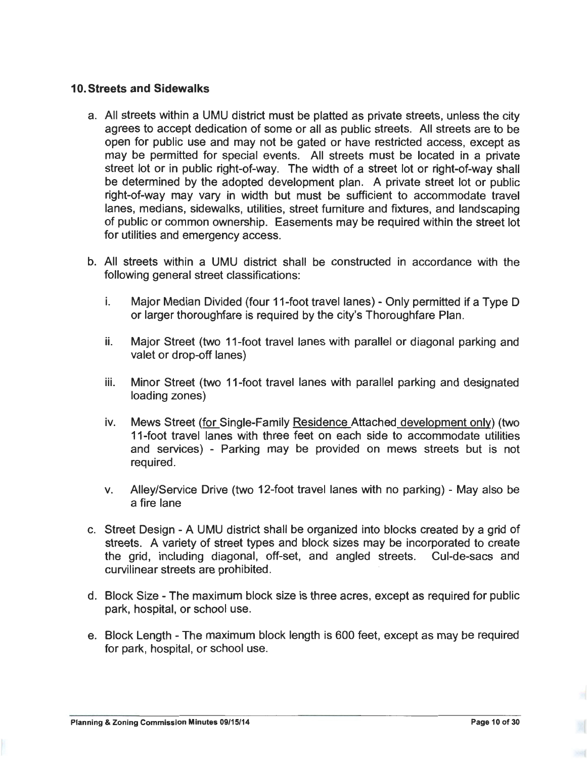### 10. Streets and Sidewalks

a. All streets within a UMU district must be platted as private streets, unless the city agrees to accept dedication of some or all as public streets. All streets are to be open for public use and may not be gated or have restricted access, except as may be permitted for special events. All streets must be located in a private street lot or in public right-of-way. The width of a street lot or right-of-way shall be determined by the adopted development plan. A private street lot or public right-of-way may vary in width but must be sufficient to accommodate travel lanes, medians, sidewalks, utilities, street furniture and fixtures, and landscaping of public or common ownership. Easements may be required within the street lot for utilities and emergency access.

b. All streets within a UMU district shall be constructed in accordance with the following general street classifications:

   i. Major Median Divided (four 11-foot travel lanes) - Only permitted if a Type D or larger thoroughfare is required by the city's Thoroughfare Plan.

   ii. Major Street (two 11-foot travel lanes with parallel or diagonal parking and valet or drop-off lanes)

   iii. Minor Street (two 11-foot travel lanes with parallel parking and designated loading zones)

   iv. Mews Street (for Single-Family Residence Attached development only) (two 11-foot travel lanes with three feet on each side to accommodate utilities and services) - Parking may be provided on mews streets but is not required.

   v. Alley/Service Drive (two 12-foot travel lanes with no parking) - May also be a fire lane

c. Street Design - A UMU district shall be organized into blocks created by a grid of streets. A variety of street types and block sizes may be incorporated to create the grid, including diagonal, off-set, and angled streets. Cul-de-sacs and curvilinear streets are prohibited.

d. Block Size - The maximum block size is three acres, except as required for public park, hospital, or school use.

e. Block Length - The maximum block length is 600 feet, except as may be required for park, hospital, or school use.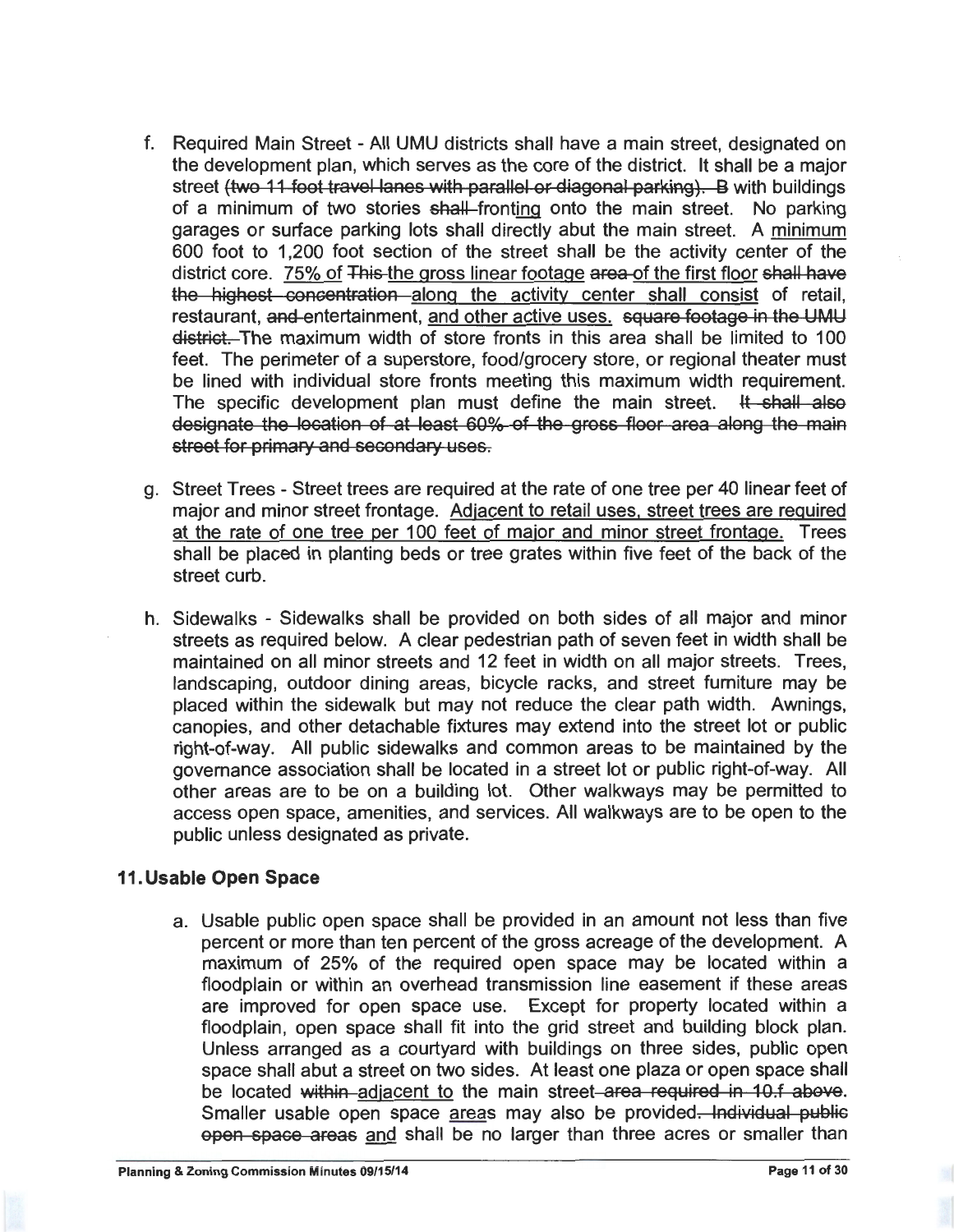f. Required Main Street - All UMU districts shall have a main street, designated on the development plan, which serves as the core of the district. It shall be a major street ~~(two 11 foot travel lanes with parallel or diagonal parking). B~~ with buildings of a minimum of two stories ~~shall~~ <u>fronting</u> onto the main street. No parking garages or surface parking lots shall directly abut the main street. A <u>minimum</u> 600 foot to 1,200 foot section of the street shall be the activity center of the district core. <u>75% of</u> ~~This~~ <u>the gross linear footage</u> ~~area~~ <u>of the first floor</u> ~~shall have the highest concentration~~ <u>along the activity center shall consist</u> of retail, restaurant, ~~and~~ entertainment, <u>and other active uses.</u> ~~square footage in the UMU district.~~ The maximum width of store fronts in this area shall be limited to 100 feet. The perimeter of a superstore, food/grocery store, or regional theater must be lined with individual store fronts meeting this maximum width requirement. The specific development plan must define the main street. ~~It shall also designate the location of at least 60% of the gross floor area along the main street for primary and secondary uses.~~

g. Street Trees - Street trees are required at the rate of one tree per 40 linear feet of major and minor street frontage. <u>Adjacent to retail uses, street trees are required at the rate of one tree per 100 feet of major and minor street frontage.</u> Trees shall be placed in planting beds or tree grates within five feet of the back of the street curb.

h. Sidewalks - Sidewalks shall be provided on both sides of all major and minor streets as required below. A clear pedestrian path of seven feet in width shall be maintained on all minor streets and 12 feet in width on all major streets. Trees, landscaping, outdoor dining areas, bicycle racks, and street furniture may be placed within the sidewalk but may not reduce the clear path width. Awnings, canopies, and other detachable fixtures may extend into the street lot or public right-of-way. All public sidewalks and common areas to be maintained by the governance association shall be located in a street lot or public right-of-way. All other areas are to be on a building lot. Other walkways may be permitted to access open space, amenities, and services. All walkways are to be open to the public unless designated as private.

## 11. Usable Open Space

a. Usable public open space shall be provided in an amount not less than five percent or more than ten percent of the gross acreage of the development. A maximum of 25% of the required open space may be located within a floodplain or within an overhead transmission line easement if these areas are improved for open space use. Except for property located within a floodplain, open space shall fit into the grid street and building block plan. Unless arranged as a courtyard with buildings on three sides, public open space shall abut a street on two sides. At least one plaza or open space shall be located ~~within~~ <u>adjacent to</u> the main street ~~area required in 10.f above~~. Smaller usable open space <u>areas</u> may also be provided~~. Individual public open space areas~~ <u>and</u> shall be no larger than three acres or smaller than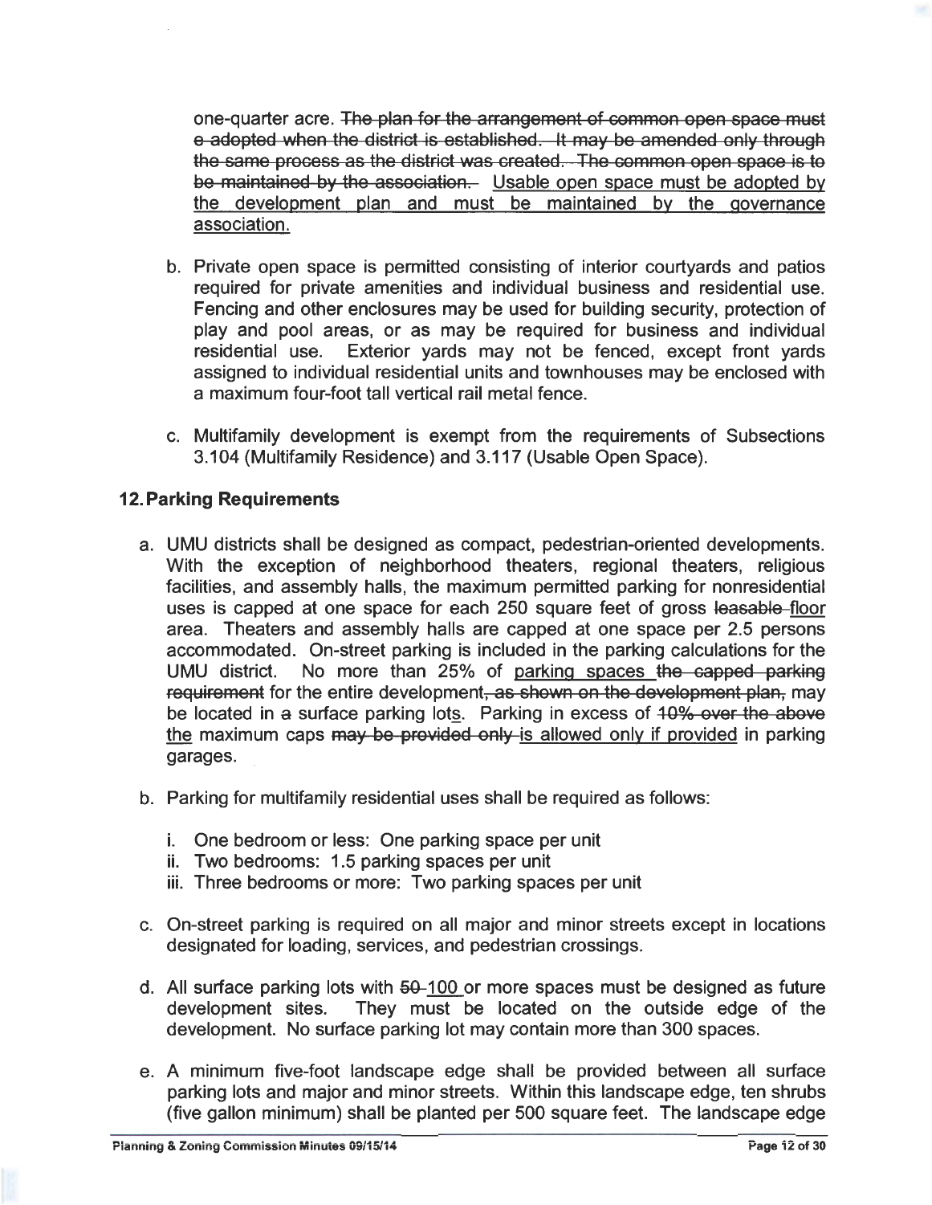one-quarter acre. ~~The plan for the arrangement of common open space must e adopted when the district is established. It may be amended only through the same process as the district was created. The common open space is to be maintained by the association.~~ <u>Usable open space must be adopted by the development plan and must be maintained by the governance association.</u>

b. Private open space is permitted consisting of interior courtyards and patios required for private amenities and individual business and residential use. Fencing and other enclosures may be used for building security, protection of play and pool areas, or as may be required for business and individual residential use. Exterior yards may not be fenced, except front yards assigned to individual residential units and townhouses may be enclosed with a maximum four-foot tall vertical rail metal fence.

c. Multifamily development is exempt from the requirements of Subsections 3.104 (Multifamily Residence) and 3.117 (Usable Open Space).

### 12. Parking Requirements

a. UMU districts shall be designed as compact, pedestrian-oriented developments. With the exception of neighborhood theaters, regional theaters, religious facilities, and assembly halls, the maximum permitted parking for nonresidential uses is capped at one space for each 250 square feet of gross ~~leasable~~ <u>floor</u> area. Theaters and assembly halls are capped at one space per 2.5 persons accommodated. On-street parking is included in the parking calculations for the UMU district. No more than 25% of <u>parking spaces</u> ~~the capped parking requirement~~ for the entire development~~, as shown on the development plan,~~ may be located in ~~a~~ surface parking lot<u>s</u>. Parking in excess of ~~10% over the above~~ <u>the</u> maximum caps ~~may be provided only~~ <u>is allowed only if provided</u> in parking garages.

b. Parking for multifamily residential uses shall be required as follows:

   i. One bedroom or less: One parking space per unit
   ii. Two bedrooms: 1.5 parking spaces per unit
   iii. Three bedrooms or more: Two parking spaces per unit

c. On-street parking is required on all major and minor streets except in locations designated for loading, services, and pedestrian crossings.

d. All surface parking lots with ~~50~~ <u>100</u> or more spaces must be designed as future development sites. They must be located on the outside edge of the development. No surface parking lot may contain more than 300 spaces.

e. A minimum five-foot landscape edge shall be provided between all surface parking lots and major and minor streets. Within this landscape edge, ten shrubs (five gallon minimum) shall be planted per 500 square feet. The landscape edge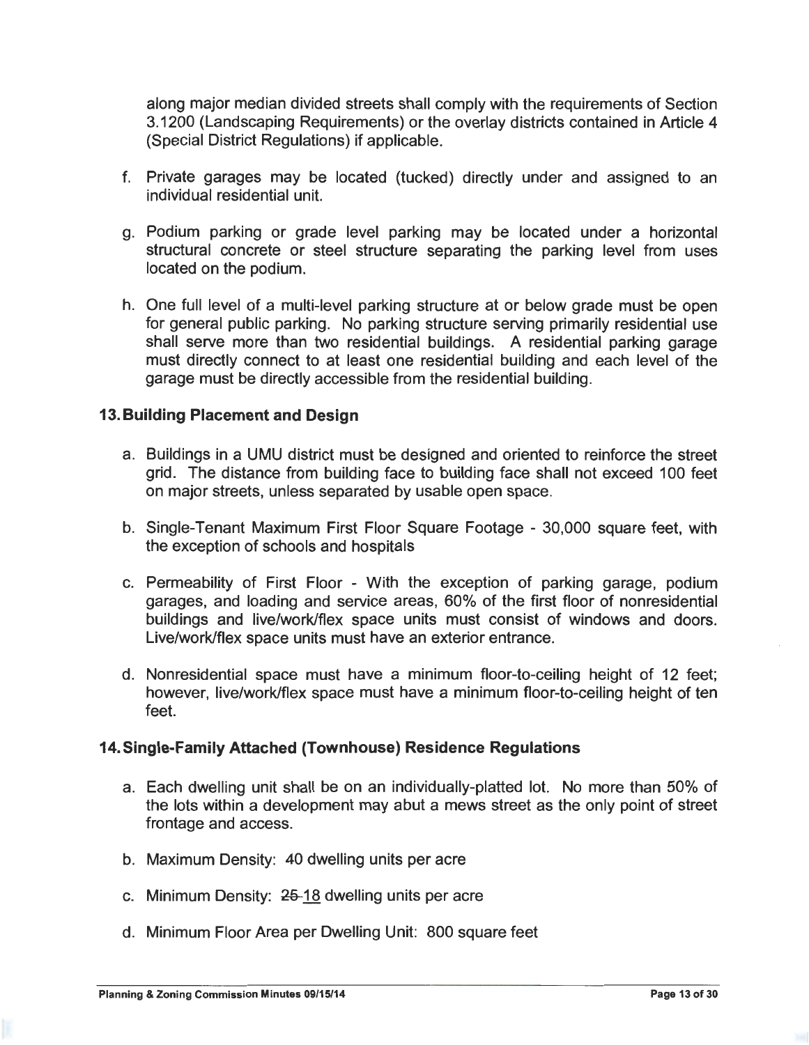along major median divided streets shall comply with the requirements of Section 3.1200 (Landscaping Requirements) or the overlay districts contained in Article 4 (Special District Regulations) if applicable.

f. Private garages may be located (tucked) directly under and assigned to an individual residential unit.

g. Podium parking or grade level parking may be located under a horizontal structural concrete or steel structure separating the parking level from uses located on the podium.

h. One full level of a multi-level parking structure at or below grade must be open for general public parking. No parking structure serving primarily residential use shall serve more than two residential buildings. A residential parking garage must directly connect to at least one residential building and each level of the garage must be directly accessible from the residential building.

## 13. Building Placement and Design

a. Buildings in a UMU district must be designed and oriented to reinforce the street grid. The distance from building face to building face shall not exceed 100 feet on major streets, unless separated by usable open space.

b. Single-Tenant Maximum First Floor Square Footage - 30,000 square feet, with the exception of schools and hospitals

c. Permeability of First Floor - With the exception of parking garage, podium garages, and loading and service areas, 60% of the first floor of nonresidential buildings and live/work/flex space units must consist of windows and doors. Live/work/flex space units must have an exterior entrance.

d. Nonresidential space must have a minimum floor-to-ceiling height of 12 feet; however, live/work/flex space must have a minimum floor-to-ceiling height of ten feet.

## 14. Single-Family Attached (Townhouse) Residence Regulations

a. Each dwelling unit shall be on an individually-platted lot. No more than 50% of the lots within a development may abut a mews street as the only point of street frontage and access.

b. Maximum Density: 40 dwelling units per acre

c. Minimum Density: ~~25~~ <u>18</u> dwelling units per acre

d. Minimum Floor Area per Dwelling Unit: 800 square feet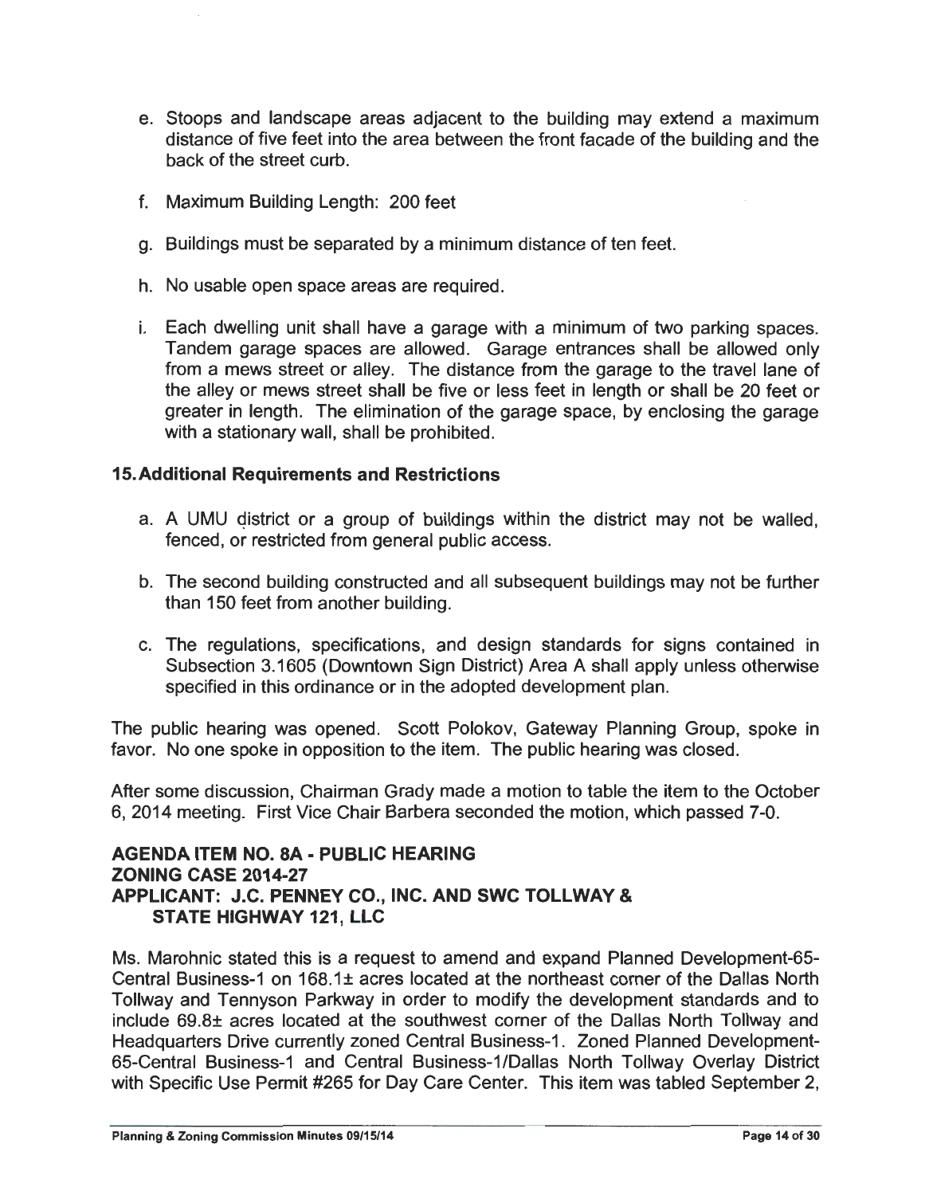e. Stoops and landscape areas adjacent to the building may extend a maximum distance of five feet into the area between the front facade of the building and the back of the street curb.

f. Maximum Building Length: 200 feet

g. Buildings must be separated by a minimum distance of ten feet.

h. No usable open space areas are required.

i. Each dwelling unit shall have a garage with a minimum of two parking spaces. Tandem garage spaces are allowed. Garage entrances shall be allowed only from a mews street or alley. The distance from the garage to the travel lane of the alley or mews street shall be five or less feet in length or shall be 20 feet or greater in length. The elimination of the garage space, by enclosing the garage with a stationary wall, shall be prohibited.

**15. Additional Requirements and Restrictions**

a. A UMU district or a group of buildings within the district may not be walled, fenced, or restricted from general public access.

b. The second building constructed and all subsequent buildings may not be further than 150 feet from another building.

c. The regulations, specifications, and design standards for signs contained in Subsection 3.1605 (Downtown Sign District) Area A shall apply unless otherwise specified in this ordinance or in the adopted development plan.

The public hearing was opened. Scott Polokov, Gateway Planning Group, spoke in favor. No one spoke in opposition to the item. The public hearing was closed.

After some discussion, Chairman Grady made a motion to table the item to the October 6, 2014 meeting. First Vice Chair Barbera seconded the motion, which passed 7-0.

**AGENDA ITEM NO. 8A - PUBLIC HEARING**
**ZONING CASE 2014-27**
**APPLICANT: J.C. PENNEY CO., INC. AND SWC TOLLWAY & STATE HIGHWAY 121, LLC**

Ms. Marohnic stated this is a request to amend and expand Planned Development-65-Central Business-1 on 168.1± acres located at the northeast corner of the Dallas North Tollway and Tennyson Parkway in order to modify the development standards and to include 69.8± acres located at the southwest corner of the Dallas North Tollway and Headquarters Drive currently zoned Central Business-1. Zoned Planned Development-65-Central Business-1 and Central Business-1/Dallas North Tollway Overlay District with Specific Use Permit #265 for Day Care Center. This item was tabled September 2,